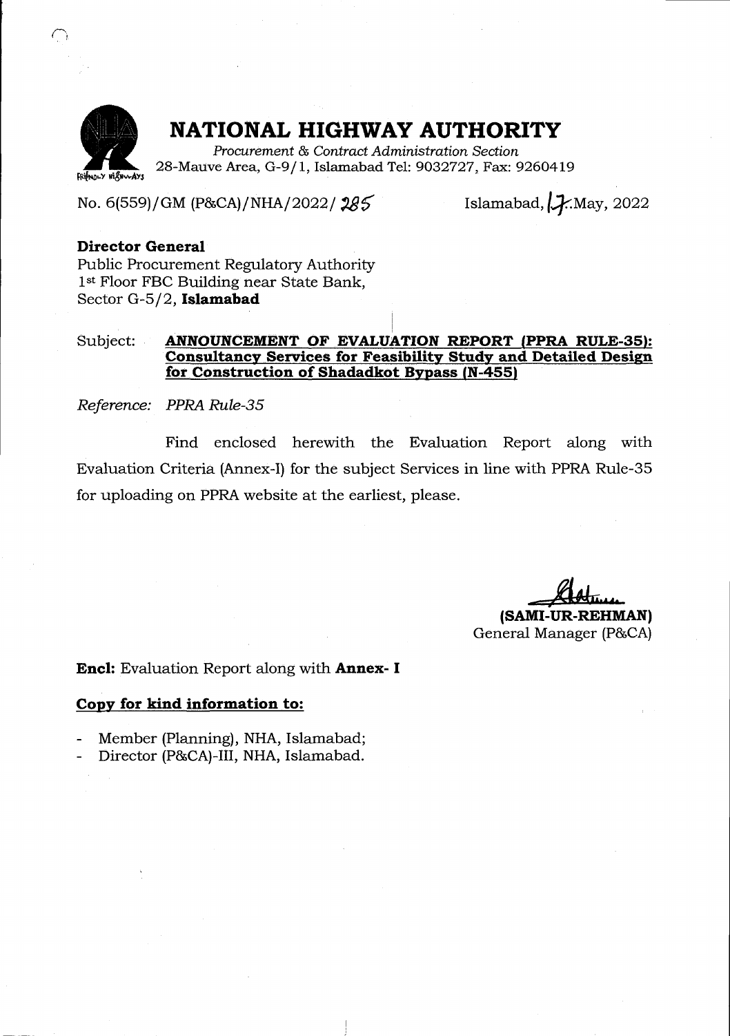# NATIONAL HIGHWAY AUTHORITY

*Procurement & Contract Administration Section*
28-Mauve Area, G-9/1, Islamabad Tel: 9032727, Fax: 9260419

No. 6(559)/GM (P&CA)/NHA/2022/ 285

Islamabad, 17 May, 2022

**Director General**
Public Procurement Regulatory Authority
1st Floor FBC Building near State Bank,
Sector G-5/2, **Islamabad**

Subject: **ANNOUNCEMENT OF EVALUATION REPORT (PPRA RULE-35): Consultancy Services for Feasibility Study and Detailed Design for Construction of Shadadkot Bypass (N-455)**

*Reference: PPRA Rule-35*

Find enclosed herewith the Evaluation Report along with Evaluation Criteria (Annex-I) for the subject Services in line with PPRA Rule-35 for uploading on PPRA website at the earliest, please.

**(SAMI-UR-REHMAN)**
General Manager (P&CA)

**Encl:** Evaluation Report along with **Annex- I**

**Copy for kind information to:**

- Member (Planning), NHA, Islamabad;
- Director (P&CA)-III, NHA, Islamabad.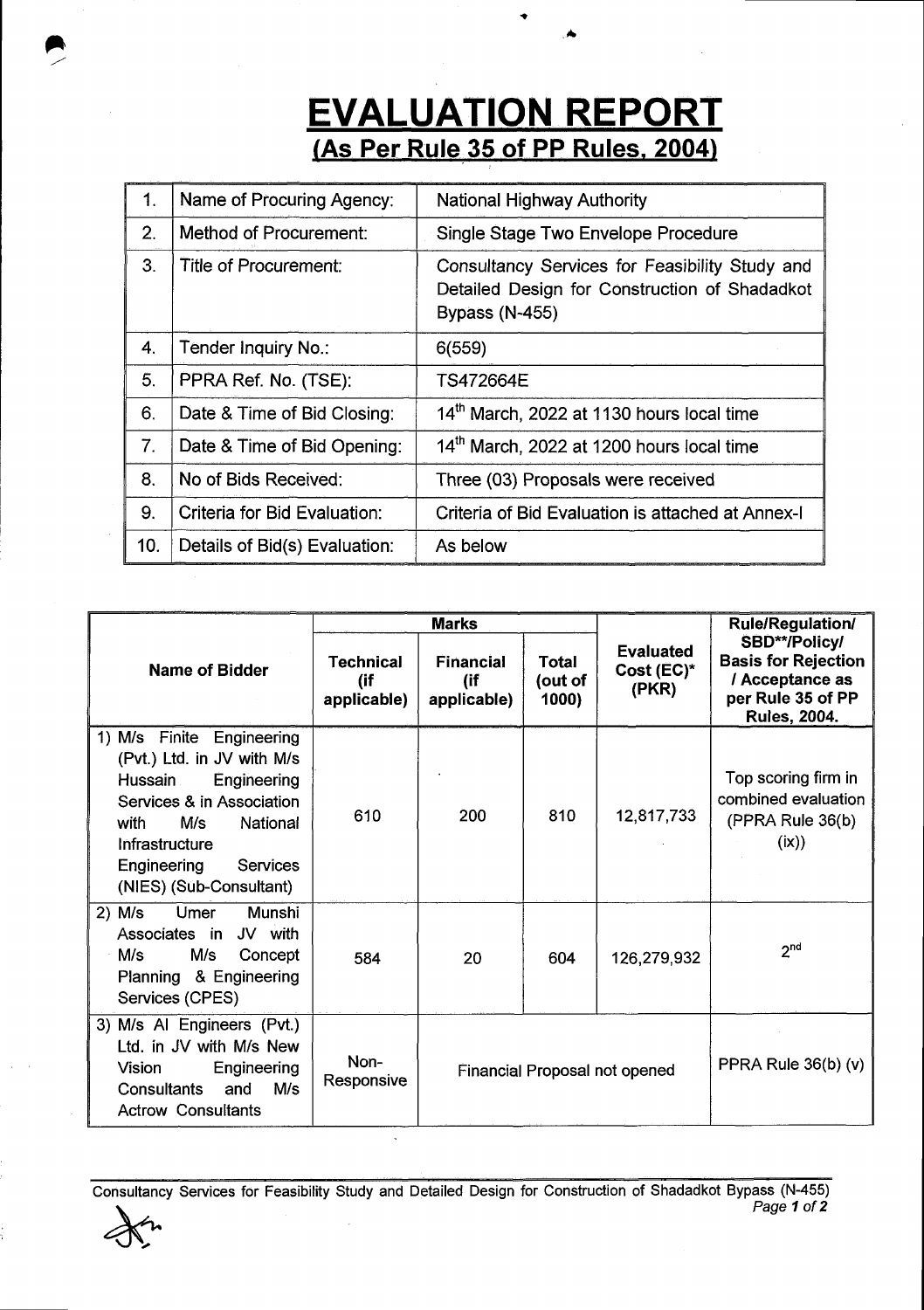# EVALUATION REPORT

## (As Per Rule 35 of PP Rules, 2004)

| | | |
|---|---|---|
| 1. | Name of Procuring Agency: | National Highway Authority |
| 2. | Method of Procurement: | Single Stage Two Envelope Procedure |
| 3. | Title of Procurement: | *Consultancy Services for Feasibility Study and Detailed Design for Construction of Shadadkot Bypass (N-455)* |
| 4. | Tender Inquiry No.: | 6(559) |
| 5. | PPRA Ref. No. (TSE): | TS472664E |
| 6. | Date & Time of Bid Closing: | 14th March, 2022 at 1130 hours local time |
| 7. | Date & Time of Bid Opening: | 14th March, 2022 at 1200 hours local time |
| 8. | No of Bids Received: | Three (03) Proposals were received |
| 9. | Criteria for Bid Evaluation: | Criteria of Bid Evaluation is attached at Annex-I |
| 10. | Details of Bid(s) Evaluation: | As below |

| Name of Bidder | Marks | | | Evaluated Cost (EC)* (PKR) | Rule/Regulation/ SBD**/Policy/ Basis for Rejection / Acceptance as per Rule 35 of PP Rules, 2004. |
|---|---|---|---|---|---|
| | Technical (if applicable) | Financial (if applicable) | Total (out of 1000) | | |
| 1) M/s Finite Engineering (Pvt.) Ltd. in JV with M/s Hussain Engineering Services & in Association with M/s National Infrastructure Engineering Services (NIES) (Sub-Consultant) | 610 | 200 | 810 | 12,817,733 | Top scoring firm in combined evaluation (PPRA Rule 36(b)(ix)) |
| 2) M/s Umer Munshi Associates in JV with M/s M/s Concept Planning & Engineering Services (CPES) | 584 | 20 | 604 | 126,279,932 | 2nd |
| 3) M/s AI Engineers (Pvt.) Ltd. in JV with M/s New Vision Engineering Consultants and M/s Actrow Consultants | Non-Responsive | Financial Proposal not opened | | | PPRA Rule 36(b) (v) |

Consultancy Services for Feasibility Study and Detailed Design for Construction of Shadadkot Bypass (N-455)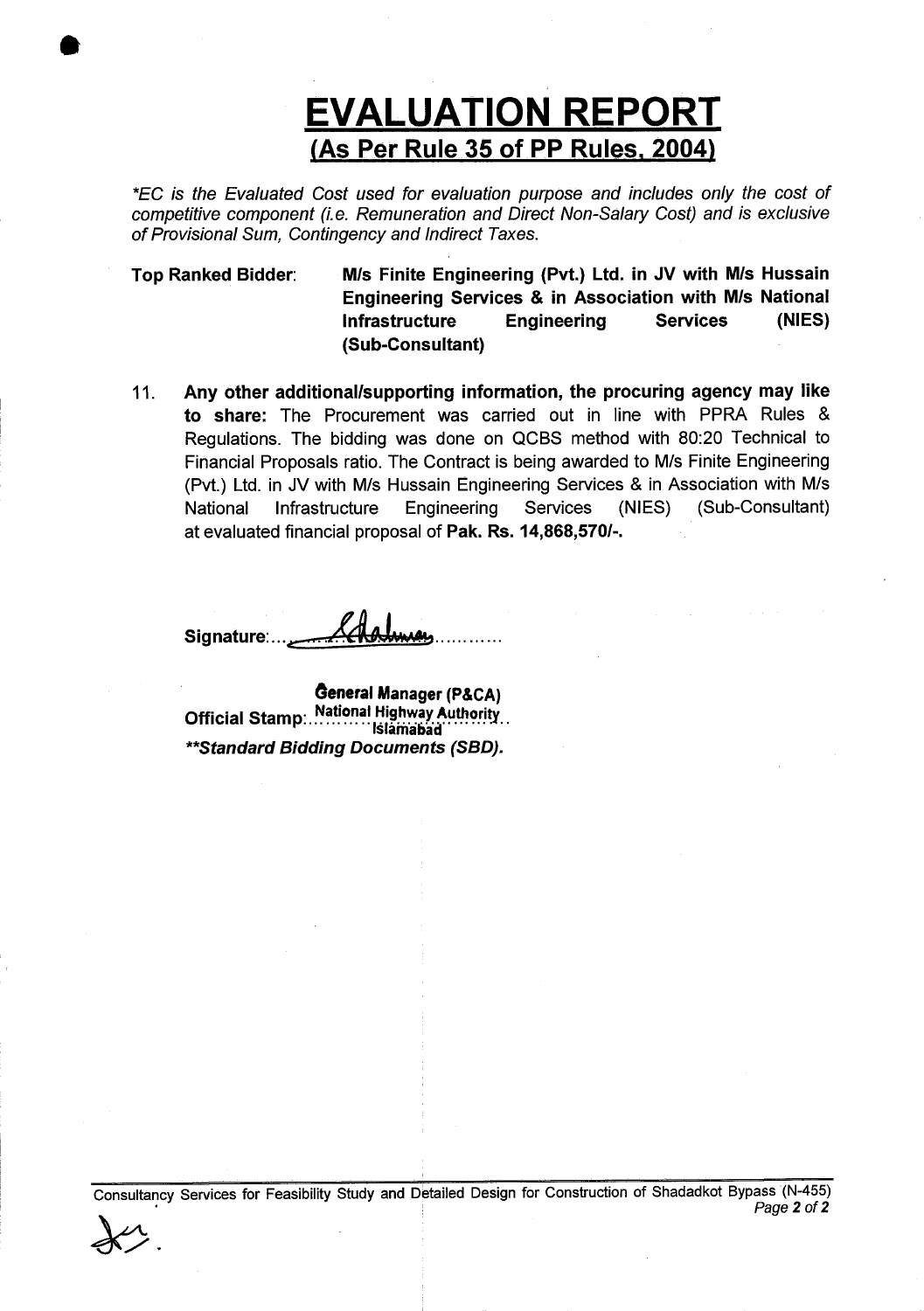# EVALUATION REPORT

## (As Per Rule 35 of PP Rules, 2004)

*\*EC is the Evaluated Cost used for evaluation purpose and includes only the cost of competitive component (i.e. Remuneration and Direct Non-Salary Cost) and is exclusive of Provisional Sum, Contingency and Indirect Taxes.*

**Top Ranked Bidder**: **M/s Finite Engineering (Pvt.) Ltd. in JV with M/s Hussain Engineering Services & in Association with M/s National Infrastructure Engineering Services (NIES) (Sub-Consultant)**

11. **Any other additional/supporting information, the procuring agency may like to share:** The Procurement was carried out in line with PPRA Rules & Regulations. The bidding was done on QCBS method with 80:20 Technical to Financial Proposals ratio. The Contract is being awarded to M/s Finite Engineering (Pvt.) Ltd. in JV with M/s Hussain Engineering Services & in Association with M/s National Infrastructure Engineering Services (NIES) (Sub-Consultant) at evaluated financial proposal of **Pak. Rs. 14,868,570/-**.

**Signature:** ..........................

**General Manager (P&CA)**
**Official Stamp:** National Highway Authority Islamabad

***\*\*Standard Bidding Documents (SBD).***

Consultancy Services for Feasibility Study and Detailed Design for Construction of Shadadkot Bypass (N-455)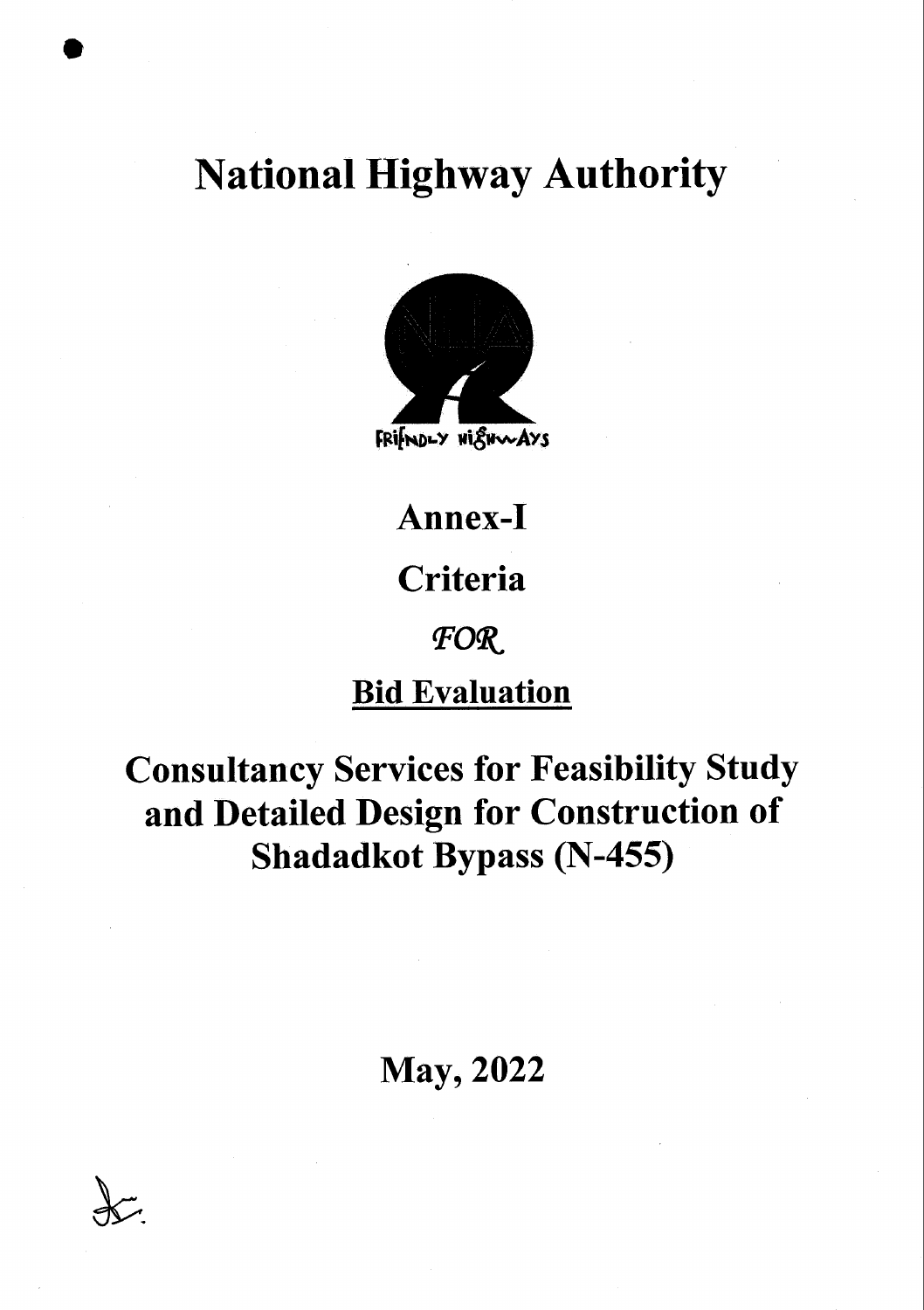# National Highway Authority

## Annex-I

## Criteria

*FOR*

**Bid Evaluation**

## Consultancy Services for Feasibility Study and Detailed Design for Construction of Shadadkot Bypass (N-455)

**May, 2022**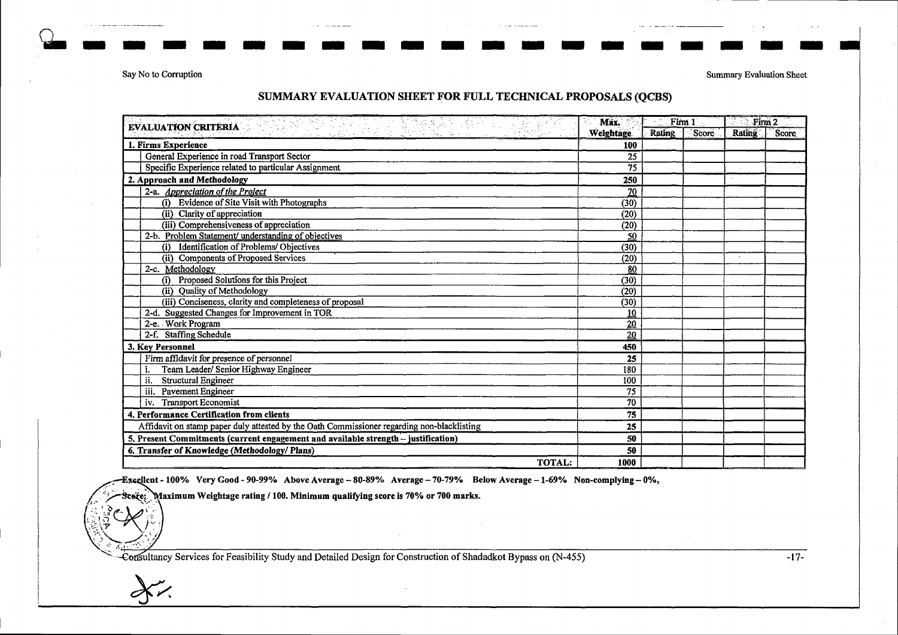## SUMMARY EVALUATION SHEET FOR FULL TECHNICAL PROPOSALS (QCBS)

| EVALUATION CRITERIA | Max. Weightage | Firm 1 | | Firm 2 | |
|---|---|---|---|---|---|
| | | Rating | Score | Rating | Score |
| **1. Firms Experience** | **100** | | | | |
| General Experience in road Transport Sector | 25 | | | | |
| Specific Experience related to particular Assignment | 75 | | | | |
| **2. Approach and Methodology** | **250** | | | | |
| 2-a. *Appreciation of the Project* | 70 | | | | |
| (i) Evidence of Site Visit with Photographs | (30) | | | | |
| (ii) Clarity of appreciation | (20) | | | | |
| (iii) Comprehensiveness of appreciation | (20) | | | | |
| 2-b. Problem Statement/ understanding of objectives | 50 | | | | |
| (i) Identification of Problems/ Objectives | (30) | | | | |
| (ii) Components of Proposed Services | (20) | | | | |
| 2-c. Methodology | 80 | | | | |
| (i) Proposed Solutions for this Project | (30) | | | | |
| (ii) Quality of Methodology | (20) | | | | |
| (iii) Conciseness, clarity and completeness of proposal | (30) | | | | |
| 2-d. Suggested Changes for Improvement in TOR | 10 | | | | |
| 2-e. Work Program | 20 | | | | |
| 2-f. Staffing Schedule | 20 | | | | |
| **3. Key Personnel** | **450** | | | | |
| Firm affidavit for presence of personnel | 25 | | | | |
| i. Team Leader/ Senior Highway Engineer | 180 | | | | |
| ii. Structural Engineer | 100 | | | | |
| iii. Pavement Engineer | 75 | | | | |
| iv. Transport Economist | 70 | | | | |
| **4. Performance Certification from clients** | **75** | | | | |
| Affidavit on stamp paper duly attested by the Oath Commissioner regarding non-blacklisting | 25 | | | | |
| **5. Present Commitments (current engagement and available strength – justification)** | **50** | | | | |
| **6. Transfer of Knowledge (Methodology/ Plans)** | **50** | | | | |
| **TOTAL:** | **1000** | | | | |

**Excellent - 100% Very Good - 90-99% Above Average – 80-89% Average – 70-79% Below Average – 1-69% Non-complying – 0%,**

**Score: Maximum Weightage rating / 100. Minimum qualifying score is 70% or 700 marks.**

Consultancy Services for Feasibility Study and Detailed Design for Construction of Shadadkot Bypass on (N-455)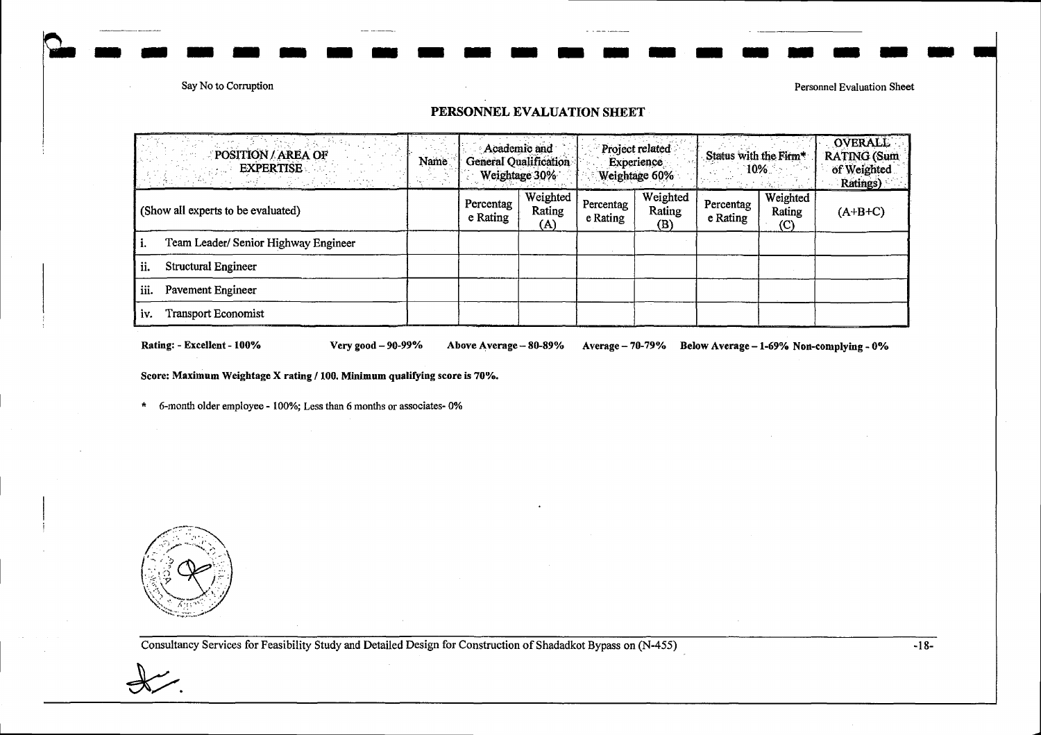# PERSONNEL EVALUATION SHEET

| POSITION / AREA OF EXPERTISE | Name | Academic and General Qualification Weightage 30% | | Project related Experience Weightage 60% | | Status with the Firm* 10% | | OVERALL RATING (Sum of Weighted Ratings) |
|---|---|---|---|---|---|---|---|---|
| (Show all experts to be evaluated) | | Percentage Rating | Weighted Rating (A) | Percentage Rating | Weighted Rating (B) | Percentage Rating | Weighted Rating (C) | (A+B+C) |
| i. Team Leader/ Senior Highway Engineer | | | | | | | | |
| ii. Structural Engineer | | | | | | | | |
| iii. Pavement Engineer | | | | | | | | |
| iv. Transport Economist | | | | | | | | |

**Rating: - Excellent - 100%** **Very good – 90-99%** **Above Average – 80-89%** **Average – 70-79%** **Below Average – 1-69% Non-complying - 0%**

**Score: Maximum Weightage X rating / 100. Minimum qualifying score is 70%.**

\* 6-month older employee - 100%; Less than 6 months or associates- 0%

Consultancy Services for Feasibility Study and Detailed Design for Construction of Shadadkot Bypass on (N-455)